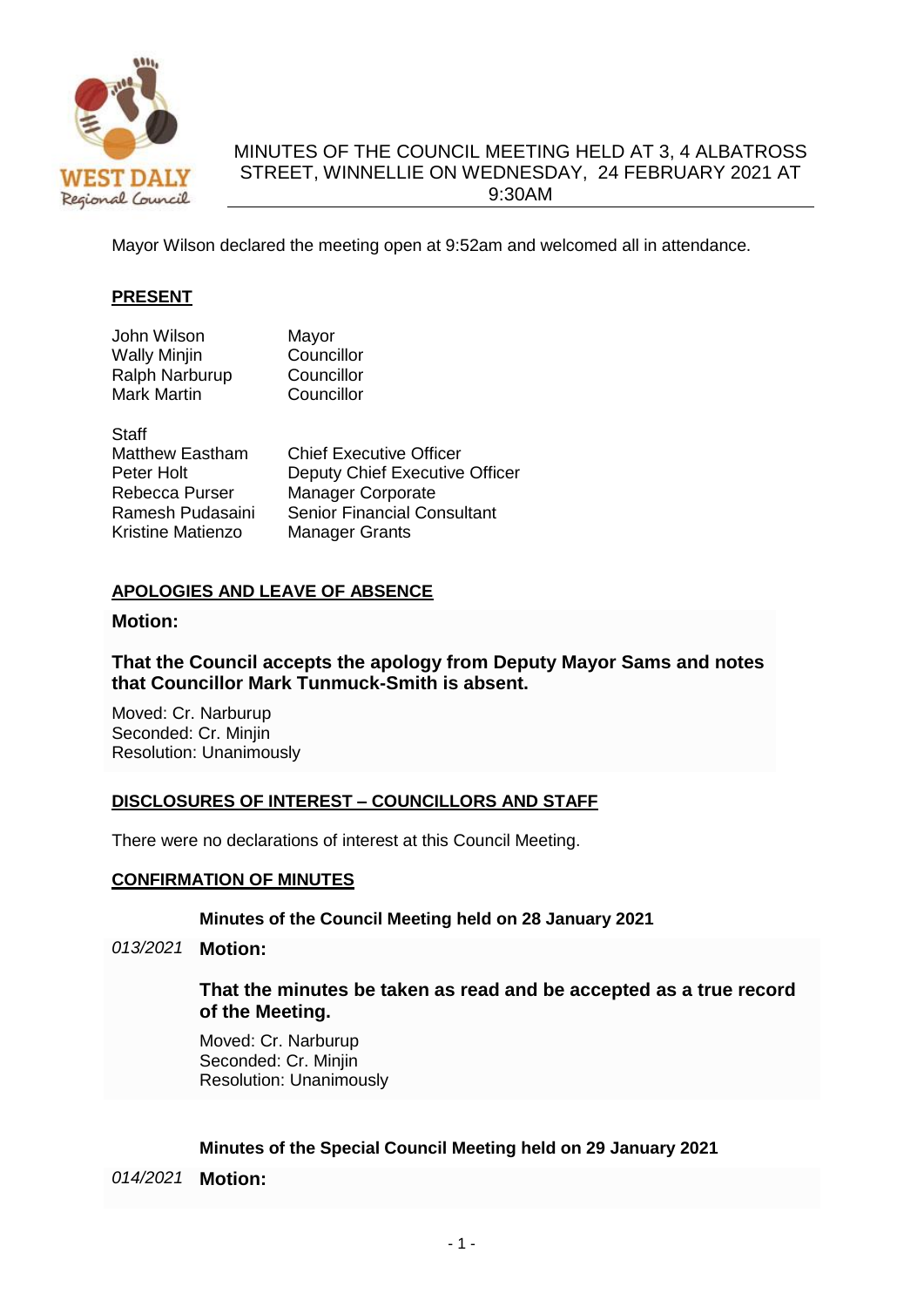# MINUTES OF THE COUNCIL MEETING HELD AT 3, 4 ALBATROSS STREET, WINNELLIE ON WEDNESDAY, 24 FEBRUARY 2021 AT 9:30AM

Mayor Wilson declared the meeting open at 9:52am and welcomed all in attendance.

## PRESENT

| | |
|---|---|
| John Wilson | Mayor |
| Wally Minjin | Councillor |
| Ralph Narburup | Councillor |
| Mark Martin | Councillor |

Staff

| | |
|---|---|
| Matthew Eastham | Chief Executive Officer |
| Peter Holt | Deputy Chief Executive Officer |
| Rebecca Purser | Manager Corporate |
| Ramesh Pudasaini | Senior Financial Consultant |
| Kristine Matienzo | Manager Grants |

## APOLOGIES AND LEAVE OF ABSENCE

**Motion:**

**That the Council accepts the apology from Deputy Mayor Sams and notes that Councillor Mark Tunmuck-Smith is absent.**

Moved: Cr. Narburup
Seconded: Cr. Minjin
Resolution: Unanimously

## DISCLOSURES OF INTEREST – COUNCILLORS AND STAFF

There were no declarations of interest at this Council Meeting.

## CONFIRMATION OF MINUTES

**Minutes of the Council Meeting held on 28 January 2021**

*013/2021* **Motion:**

**That the minutes be taken as read and be accepted as a true record of the Meeting.**

Moved: Cr. Narburup
Seconded: Cr. Minjin
Resolution: Unanimously

**Minutes of the Special Council Meeting held on 29 January 2021**

*014/2021* **Motion:**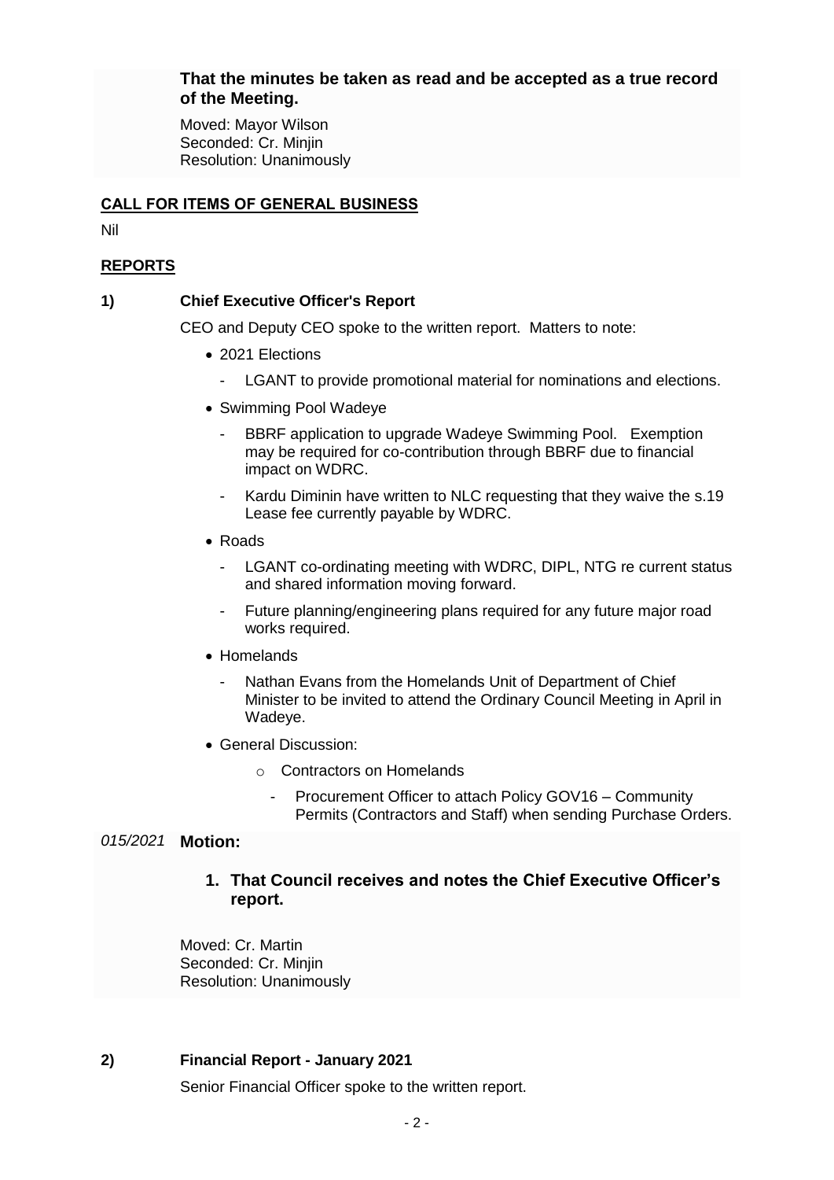**That the minutes be taken as read and be accepted as a true record of the Meeting.**

Moved: Mayor Wilson
Seconded: Cr. Minjin
Resolution: Unanimously

**CALL FOR ITEMS OF GENERAL BUSINESS**

Nil

**REPORTS**

**1) Chief Executive Officer's Report**

CEO and Deputy CEO spoke to the written report. Matters to note:

- 2021 Elections
  - LGANT to provide promotional material for nominations and elections.
- Swimming Pool Wadeye
  - BBRF application to upgrade Wadeye Swimming Pool. Exemption may be required for co-contribution through BBRF due to financial impact on WDRC.
  - Kardu Diminin have written to NLC requesting that they waive the s.19 Lease fee currently payable by WDRC.
- Roads
  - LGANT co-ordinating meeting with WDRC, DIPL, NTG re current status and shared information moving forward.
  - Future planning/engineering plans required for any future major road works required.
- Homelands
  - Nathan Evans from the Homelands Unit of Department of Chief Minister to be invited to attend the Ordinary Council Meeting in April in Wadeye.
- General Discussion:
  - Contractors on Homelands
    - Procurement Officer to attach Policy GOV16 – Community Permits (Contractors and Staff) when sending Purchase Orders.

*015/2021* **Motion:**

1. **That Council receives and notes the Chief Executive Officer's report.**

Moved: Cr. Martin
Seconded: Cr. Minjin
Resolution: Unanimously

**2) Financial Report - January 2021**

Senior Financial Officer spoke to the written report.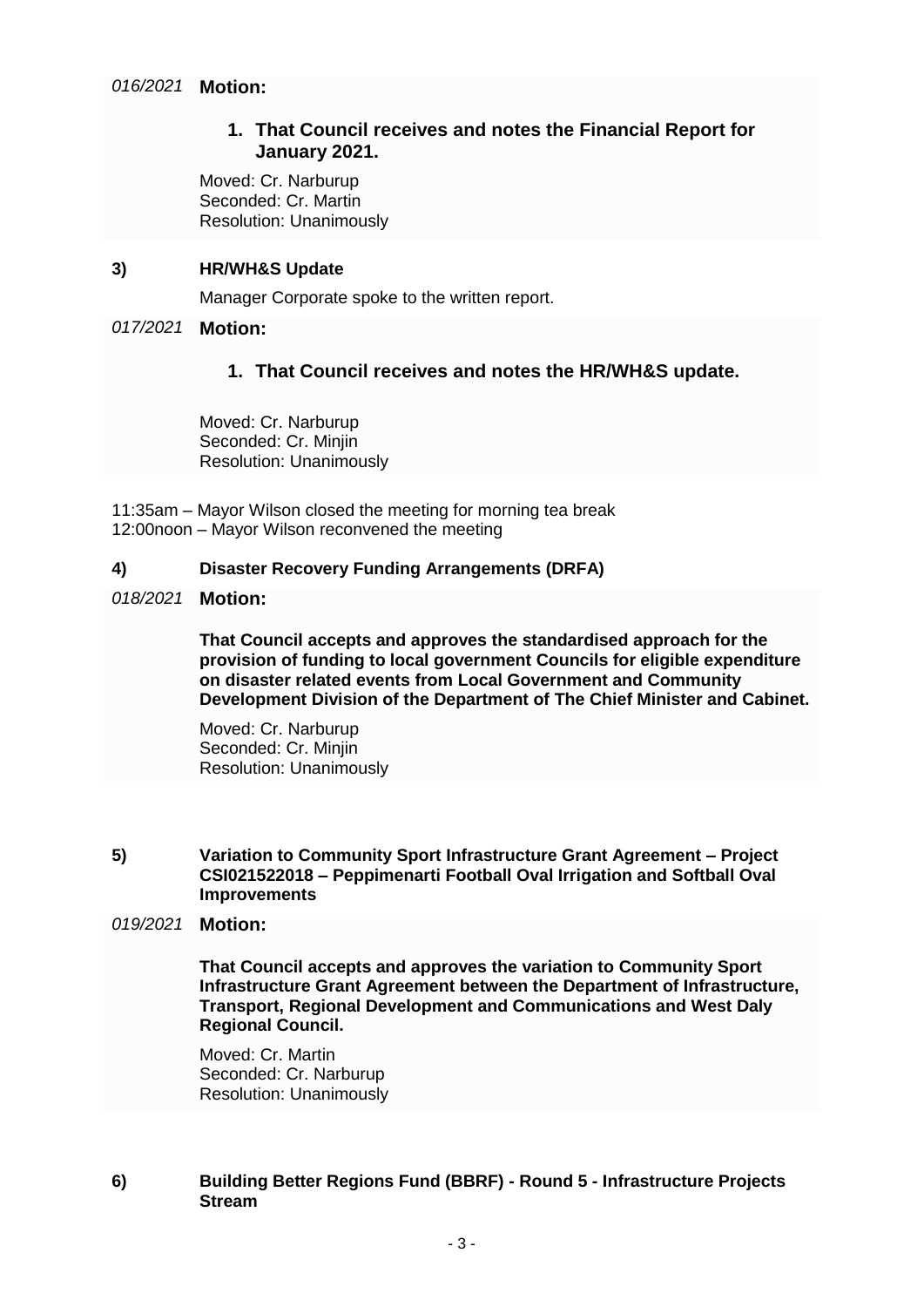*016/2021* **Motion:**

1. **That Council receives and notes the Financial Report for January 2021.**

Moved: Cr. Narburup
Seconded: Cr. Martin
Resolution: Unanimously

**3) HR/WH&S Update**

Manager Corporate spoke to the written report.

*017/2021* **Motion:**

1. **That Council receives and notes the HR/WH&S update.**

Moved: Cr. Narburup
Seconded: Cr. Minjin
Resolution: Unanimously

11:35am – Mayor Wilson closed the meeting for morning tea break
12:00noon – Mayor Wilson reconvened the meeting

**4) Disaster Recovery Funding Arrangements (DRFA)**

*018/2021* **Motion:**

**That Council accepts and approves the standardised approach for the provision of funding to local government Councils for eligible expenditure on disaster related events from Local Government and Community Development Division of the Department of The Chief Minister and Cabinet.**

Moved: Cr. Narburup
Seconded: Cr. Minjin
Resolution: Unanimously

**5) Variation to Community Sport Infrastructure Grant Agreement – Project CSI021522018 – Peppimenarti Football Oval Irrigation and Softball Oval Improvements**

*019/2021* **Motion:**

**That Council accepts and approves the variation to Community Sport Infrastructure Grant Agreement between the Department of Infrastructure, Transport, Regional Development and Communications and West Daly Regional Council.**

Moved: Cr. Martin
Seconded: Cr. Narburup
Resolution: Unanimously

**6) Building Better Regions Fund (BBRF) - Round 5 - Infrastructure Projects Stream**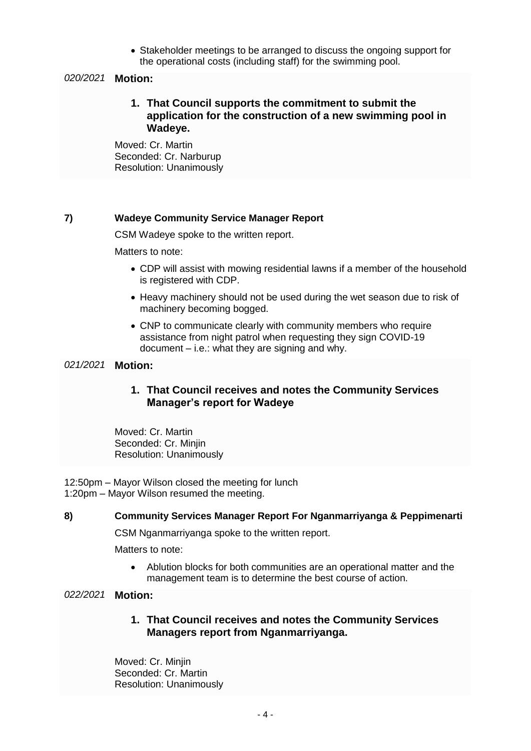- Stakeholder meetings to be arranged to discuss the ongoing support for the operational costs (including staff) for the swimming pool.

*020/2021* **Motion:**

1. **That Council supports the commitment to submit the application for the construction of a new swimming pool in Wadeye.**

Moved: Cr. Martin
Seconded: Cr. Narburup
Resolution: Unanimously

**7) Wadeye Community Service Manager Report**

CSM Wadeye spoke to the written report.

Matters to note:

- CDP will assist with mowing residential lawns if a member of the household is registered with CDP.
- Heavy machinery should not be used during the wet season due to risk of machinery becoming bogged.
- CNP to communicate clearly with community members who require assistance from night patrol when requesting they sign COVID-19 document – i.e.: what they are signing and why.

*021/2021* **Motion:**

1. **That Council receives and notes the Community Services Manager's report for Wadeye**

Moved: Cr. Martin
Seconded: Cr. Minjin
Resolution: Unanimously

12:50pm – Mayor Wilson closed the meeting for lunch
1:20pm – Mayor Wilson resumed the meeting.

**8) Community Services Manager Report For Nganmarriyanga & Peppimenarti**

CSM Nganmarriyanga spoke to the written report.

Matters to note:

- Ablution blocks for both communities are an operational matter and the management team is to determine the best course of action.

*022/2021* **Motion:**

1. **That Council receives and notes the Community Services Managers report from Nganmarriyanga.**

Moved: Cr. Minjin
Seconded: Cr. Martin
Resolution: Unanimously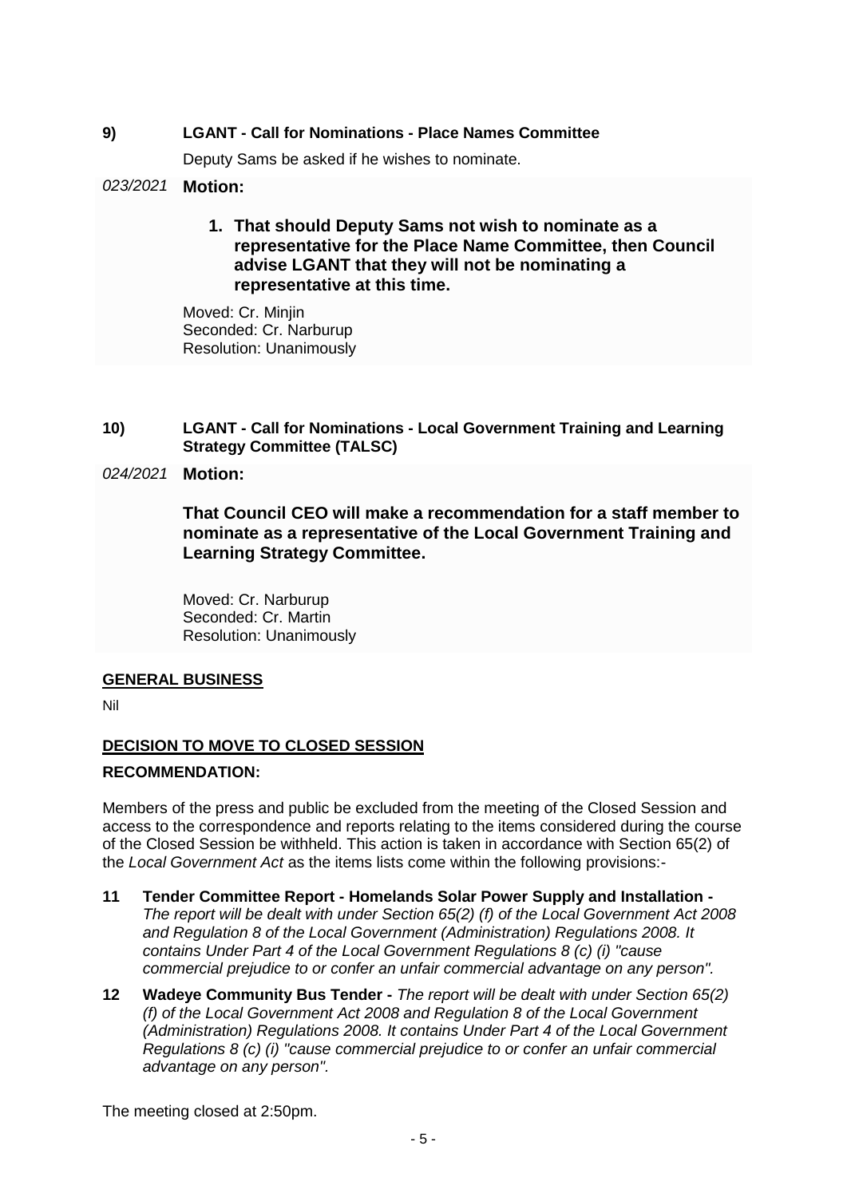**9) LGANT - Call for Nominations - Place Names Committee**

Deputy Sams be asked if he wishes to nominate.

*023/2021* **Motion:**

1. **That should Deputy Sams not wish to nominate as a representative for the Place Name Committee, then Council advise LGANT that they will not be nominating a representative at this time.**

Moved: Cr. Minjin
Seconded: Cr. Narburup
Resolution: Unanimously

**10) LGANT - Call for Nominations - Local Government Training and Learning Strategy Committee (TALSC)**

*024/2021* **Motion:**

**That Council CEO will make a recommendation for a staff member to nominate as a representative of the Local Government Training and Learning Strategy Committee.**

Moved: Cr. Narburup
Seconded: Cr. Martin
Resolution: Unanimously

## GENERAL BUSINESS

Nil

## DECISION TO MOVE TO CLOSED SESSION

**RECOMMENDATION:**

Members of the press and public be excluded from the meeting of the Closed Session and access to the correspondence and reports relating to the items considered during the course of the Closed Session be withheld. This action is taken in accordance with Section 65(2) of the *Local Government Act* as the items lists come within the following provisions:-

**11 Tender Committee Report - Homelands Solar Power Supply and Installation -** *The report will be dealt with under Section 65(2) (f) of the Local Government Act 2008 and Regulation 8 of the Local Government (Administration) Regulations 2008. It contains Under Part 4 of the Local Government Regulations 8 (c) (i) "cause commercial prejudice to or confer an unfair commercial advantage on any person".*

**12 Wadeye Community Bus Tender -** *The report will be dealt with under Section 65(2) (f) of the Local Government Act 2008 and Regulation 8 of the Local Government (Administration) Regulations 2008. It contains Under Part 4 of the Local Government Regulations 8 (c) (i) "cause commercial prejudice to or confer an unfair commercial advantage on any person".*

The meeting closed at 2:50pm.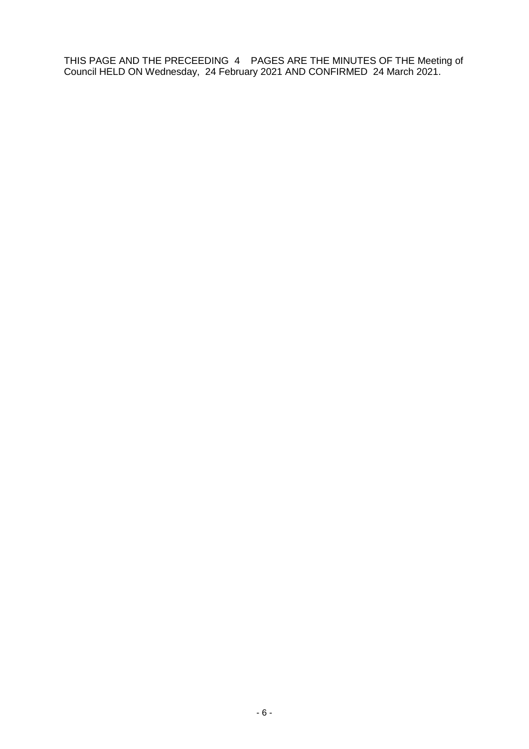THIS PAGE AND THE PRECEEDING 4 PAGES ARE THE MINUTES OF THE Meeting of Council HELD ON Wednesday, 24 February 2021 AND CONFIRMED 24 March 2021.